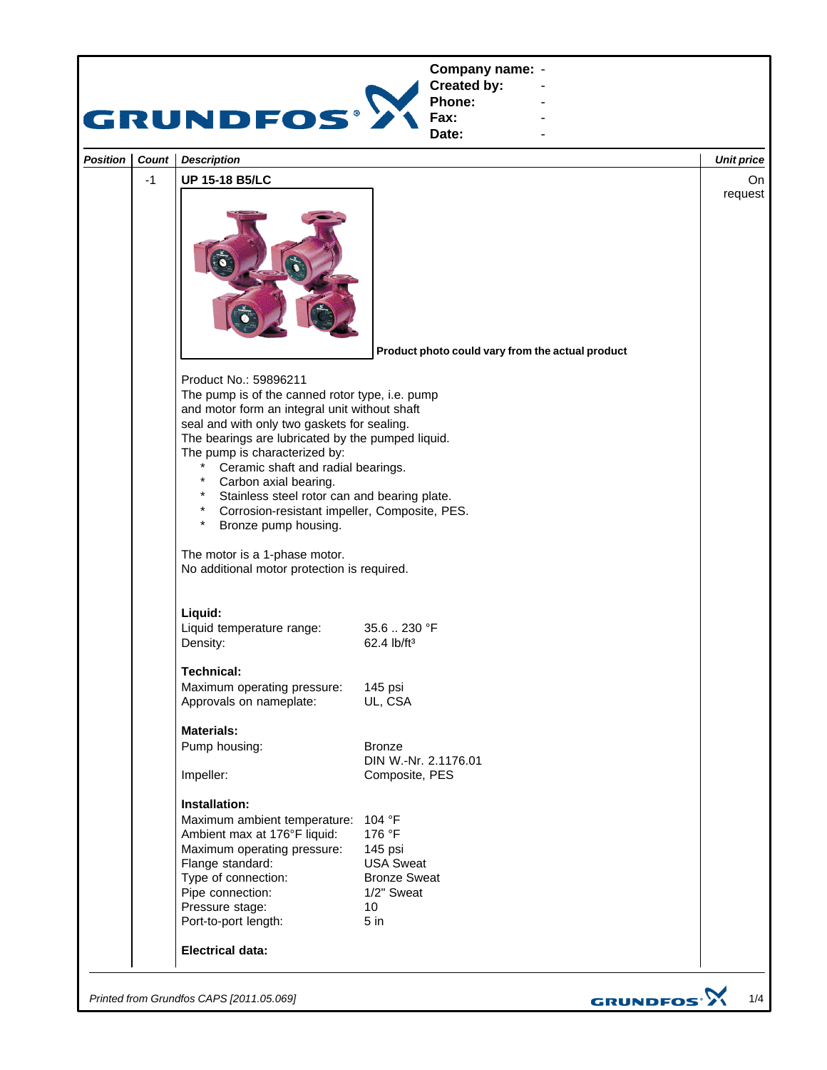**Company name:** -
**Created by:** -
**Phone:** -
**Fax:** -
**Date:** -

| Position | Count | Description | Unit price |
|---|---|---|---|
| | -1 | **UP 15-18 B5/LC** | On request |

**Product photo could vary from the actual product**

Product No.: 59896211
The pump is of the canned rotor type, i.e. pump and motor form an integral unit without shaft seal and with only two gaskets for sealing.
The bearings are lubricated by the pumped liquid.
The pump is characterized by:

- Ceramic shaft and radial bearings.
- Carbon axial bearing.
- Stainless steel rotor can and bearing plate.
- Corrosion-resistant impeller, Composite, PES.
- Bronze pump housing.

The motor is a 1-phase motor.
No additional motor protection is required.

**Liquid:**

| | |
|---|---|
| Liquid temperature range: | 35.6 .. 230 °F |
| Density: | 62.4 lb/ft³ |

**Technical:**

| | |
|---|---|
| Maximum operating pressure: | 145 psi |
| Approvals on nameplate: | UL, CSA |

**Materials:**

| | |
|---|---|
| Pump housing: | Bronze<br>DIN W.-Nr. 2.1176.01 |
| Impeller: | Composite, PES |

**Installation:**

| | |
|---|---|
| Maximum ambient temperature: | 104 °F |
| Ambient max at 176°F liquid: | 176 °F |
| Maximum operating pressure: | 145 psi |
| Flange standard: | USA Sweat |
| Type of connection: | Bronze Sweat |
| Pipe connection: | 1/2" Sweat |
| Pressure stage: | 10 |
| Port-to-port length: | 5 in |

**Electrical data:**

*Printed from Grundfos CAPS [2011.05.069]*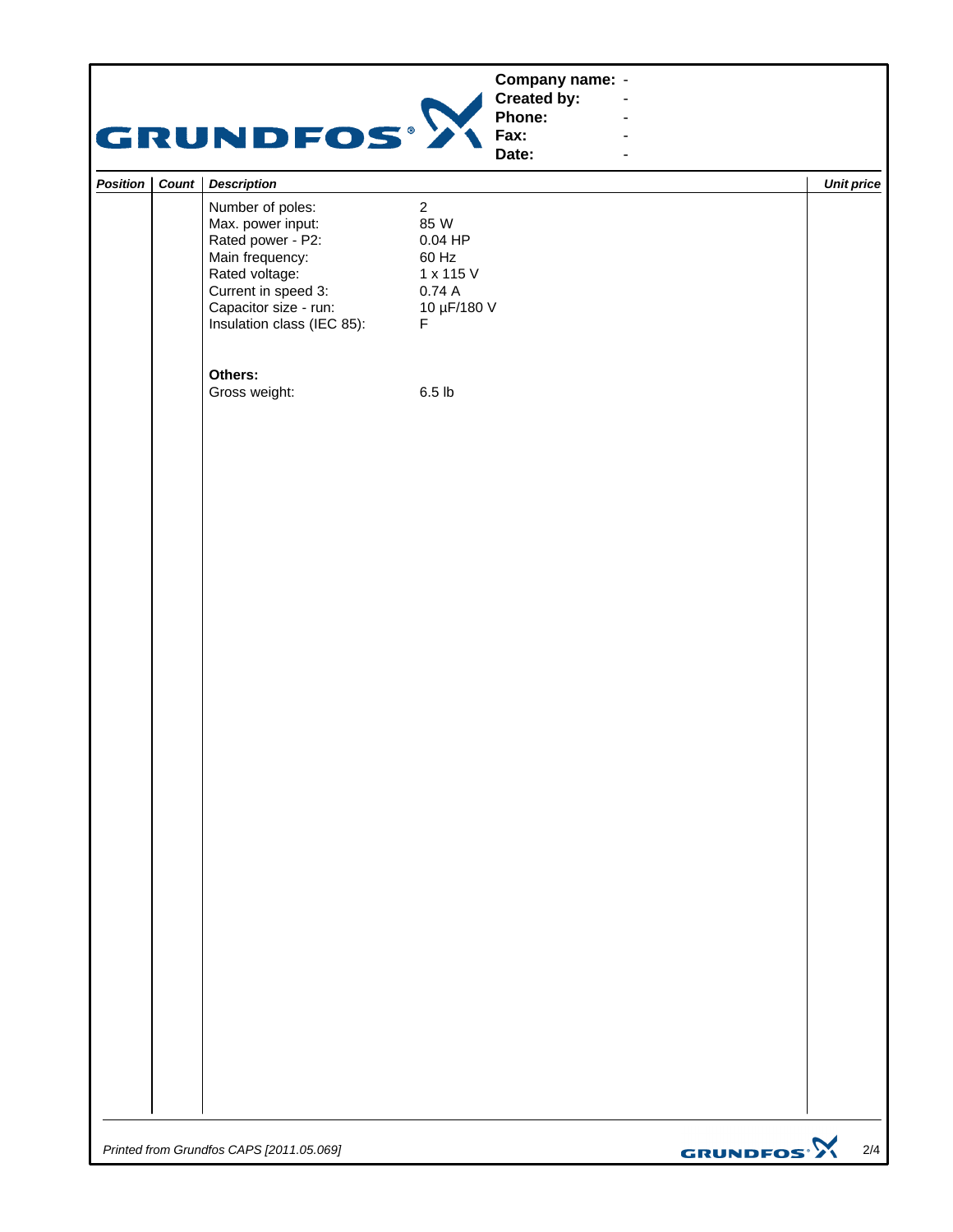Company name: -
Created by: -
Phone: -
Fax: -
Date: -

| Position | Count | Description | | Unit price |
|---|---|---|---|---|
| | | Number of poles: | 2 | |
| | | Max. power input: | 85 W | |
| | | Rated power - P2: | 0.04 HP | |
| | | Main frequency: | 60 Hz | |
| | | Rated voltage: | 1 x 115 V | |
| | | Current in speed 3: | 0.74 A | |
| | | Capacitor size - run: | 10 µF/180 V | |
| | | Insulation class (IEC 85): | F | |
| | | | | |
| | | **Others:** | | |
| | | Gross weight: | 6.5 lb | |

*Printed from Grundfos CAPS [2011.05.069]*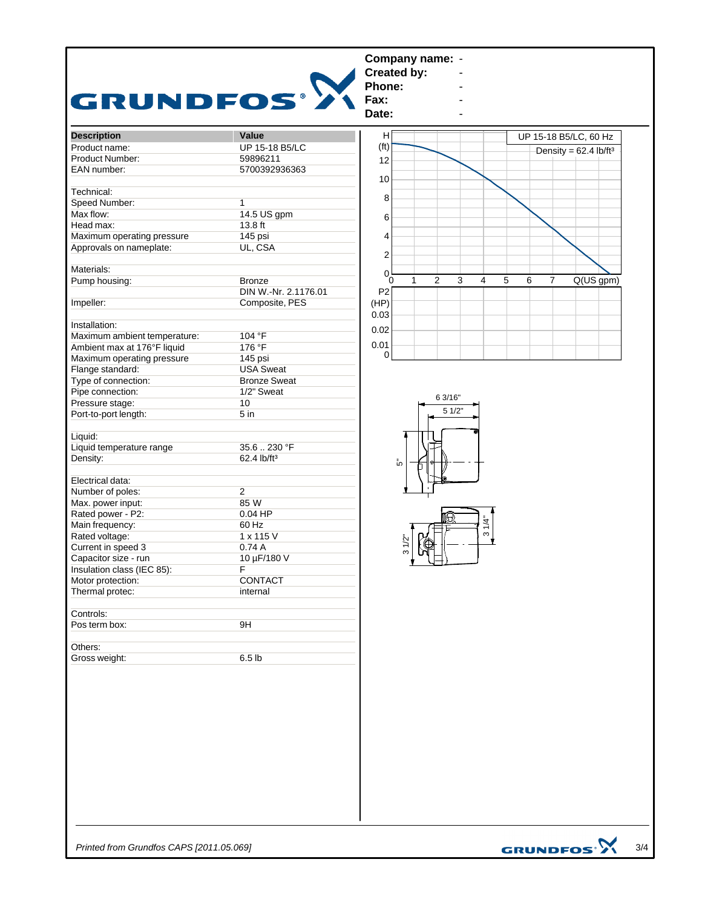**Company name:** -
**Created by:** -
**Phone:** -
**Fax:** -
**Date:** -

| Description | Value |
|---|---|
| Product name: | UP 15-18 B5/LC |
| Product Number: | 59896211 |
| EAN number: | 5700392936363 |
| | |
| Technical: | |
| Speed Number: | 1 |
| Max flow: | 14.5 US gpm |
| Head max: | 13.8 ft |
| Maximum operating pressure | 145 psi |
| Approvals on nameplate: | UL, CSA |
| | |
| Materials: | |
| Pump housing: | Bronze |
| | DIN W.-Nr. 2.1176.01 |
| Impeller: | Composite, PES |
| | |
| Installation: | |
| Maximum ambient temperature: | 104 °F |
| Ambient max at 176°F liquid | 176 °F |
| Maximum operating pressure | 145 psi |
| Flange standard: | USA Sweat |
| Type of connection: | Bronze Sweat |
| Pipe connection: | 1/2" Sweat |
| Pressure stage: | 10 |
| Port-to-port length: | 5 in |
| | |
| Liquid: | |
| Liquid temperature range | 35.6 .. 230 °F |
| Density: | 62.4 lb/ft³ |
| | |
| Electrical data: | |
| Number of poles: | 2 |
| Max. power input: | 85 W |
| Rated power - P2: | 0.04 HP |
| Main frequency: | 60 Hz |
| Rated voltage: | 1 x 115 V |
| Current in speed 3 | 0.74 A |
| Capacitor size - run | 10 µF/180 V |
| Insulation class (IEC 85): | F |
| Motor protection: | CONTACT |
| Thermal protec: | internal |
| | |
| Controls: | |
| Pos term box: | 9H |
| | |
| Others: | |
| Gross weight: | 6.5 lb |

UP 15-18 B5/LC, 60 Hz

Density = 62.4 lb/ft³

H (ft) vs Q (US gpm); P2 (HP) vs Q (US gpm)

Dimensions: 6 3/16", 5 1/2", 5", 3 1/2", 3 1/4"

*Printed from Grundfos CAPS [2011.05.069]*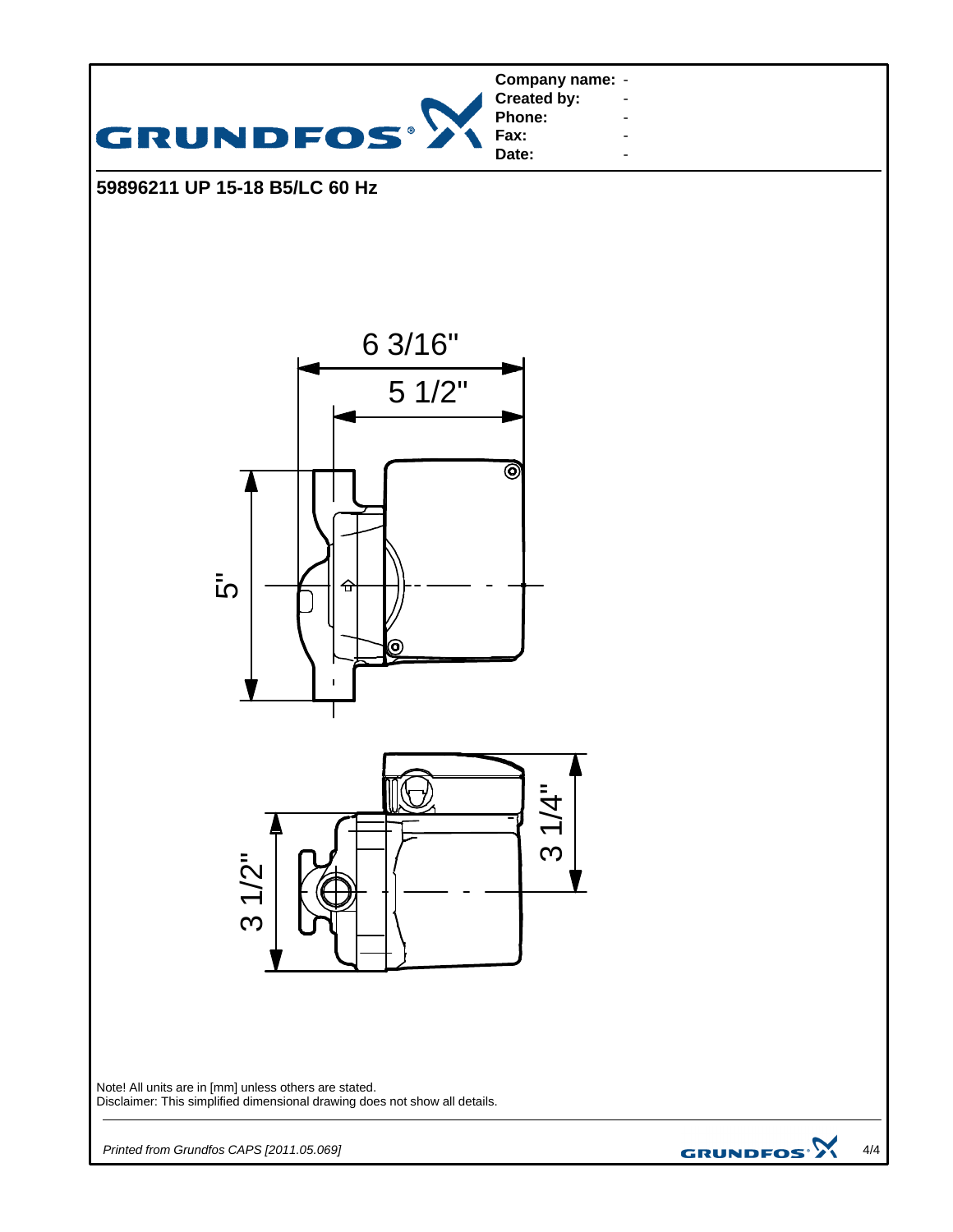Company name: -
Created by: -
Phone: -
Fax: -
Date: -

## 59896211 UP 15-18 B5/LC 60 Hz

6 3/16"

5 1/2"

5"

3 1/2"

3 1/4"

Note! All units are in [mm] unless others are stated.
Disclaimer: This simplified dimensional drawing does not show all details.

*Printed from Grundfos CAPS [2011.05.069]*